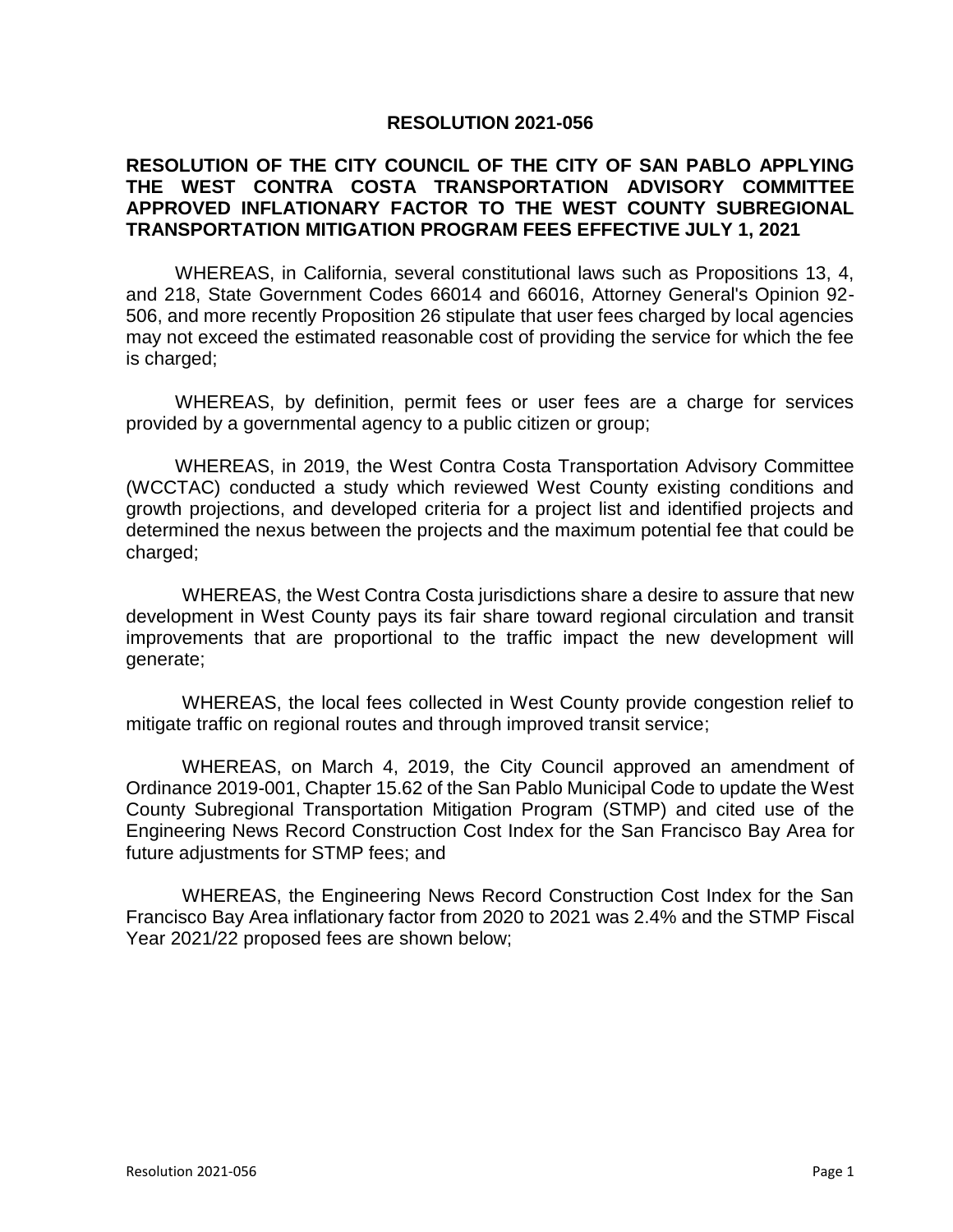**RESOLUTION 2021-056**

**RESOLUTION OF THE CITY COUNCIL OF THE CITY OF SAN PABLO APPLYING THE WEST CONTRA COSTA TRANSPORTATION ADVISORY COMMITTEE APPROVED INFLATIONARY FACTOR TO THE WEST COUNTY SUBREGIONAL TRANSPORTATION MITIGATION PROGRAM FEES EFFECTIVE JULY 1, 2021**

WHEREAS, in California, several constitutional laws such as Propositions 13, 4, and 218, State Government Codes 66014 and 66016, Attorney General's Opinion 92-506, and more recently Proposition 26 stipulate that user fees charged by local agencies may not exceed the estimated reasonable cost of providing the service for which the fee is charged;

WHEREAS, by definition, permit fees or user fees are a charge for services provided by a governmental agency to a public citizen or group;

WHEREAS, in 2019, the West Contra Costa Transportation Advisory Committee (WCCTAC) conducted a study which reviewed West County existing conditions and growth projections, and developed criteria for a project list and identified projects and determined the nexus between the projects and the maximum potential fee that could be charged;

WHEREAS, the West Contra Costa jurisdictions share a desire to assure that new development in West County pays its fair share toward regional circulation and transit improvements that are proportional to the traffic impact the new development will generate;

WHEREAS, the local fees collected in West County provide congestion relief to mitigate traffic on regional routes and through improved transit service;

WHEREAS, on March 4, 2019, the City Council approved an amendment of Ordinance 2019-001, Chapter 15.62 of the San Pablo Municipal Code to update the West County Subregional Transportation Mitigation Program (STMP) and cited use of the Engineering News Record Construction Cost Index for the San Francisco Bay Area for future adjustments for STMP fees; and

WHEREAS, the Engineering News Record Construction Cost Index for the San Francisco Bay Area inflationary factor from 2020 to 2021 was 2.4% and the STMP Fiscal Year 2021/22 proposed fees are shown below;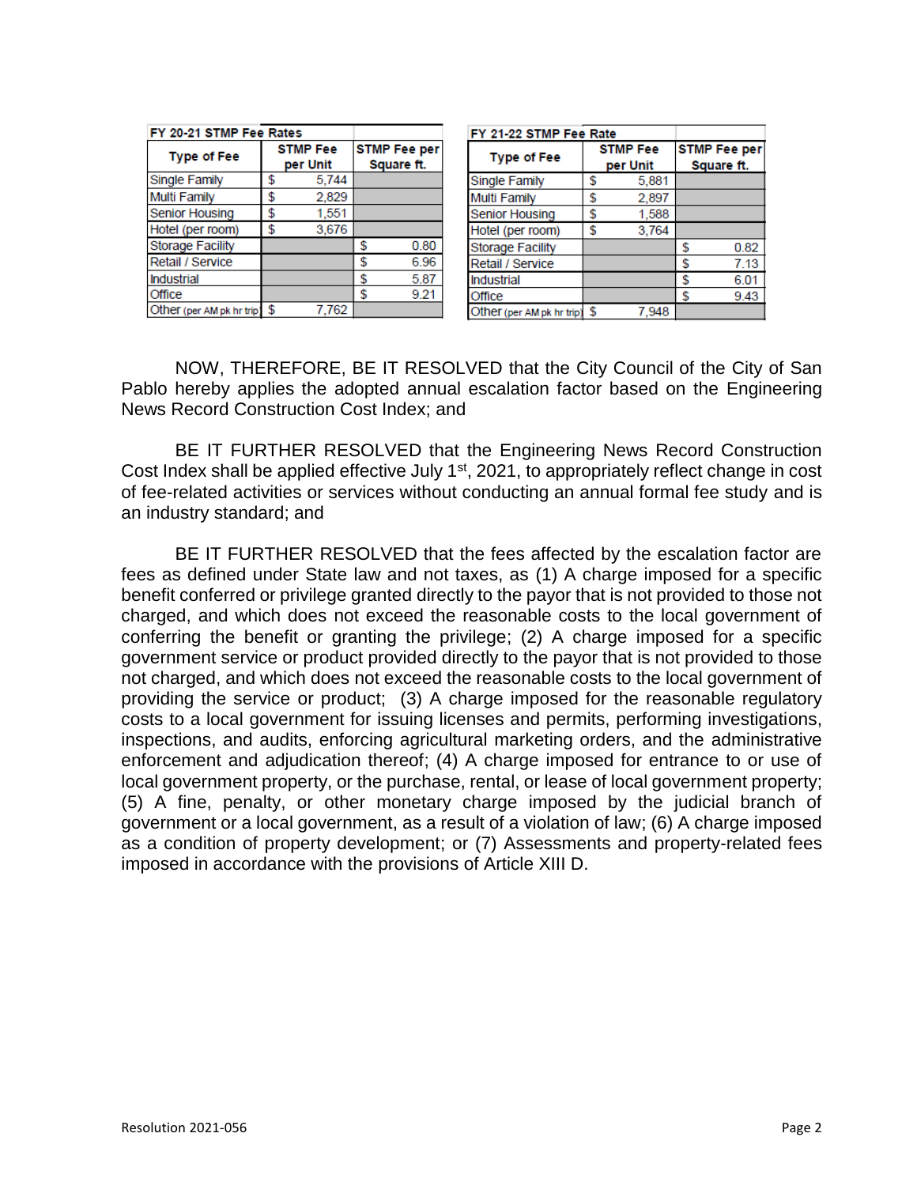| FY 20-21 STMP Fee Rates | | |
|---|---|---|
| Type of Fee | STMP Fee per Unit | STMP Fee per Square ft. |
| Single Family | $ 5,744 | |
| Multi Family | $ 2,829 | |
| Senior Housing | $ 1,551 | |
| Hotel (per room) | $ 3,676 | |
| Storage Facility | | $ 0.80 |
| Retail / Service | | $ 6.96 |
| Industrial | | $ 5.87 |
| Office | | $ 9.21 |
| Other (per AM pk hr trip) | $ 7,762 | |

| FY 21-22 STMP Fee Rate | | |
|---|---|---|
| Type of Fee | STMP Fee per Unit | STMP Fee per Square ft. |
| Single Family | $ 5,881 | |
| Multi Family | $ 2,897 | |
| Senior Housing | $ 1,588 | |
| Hotel (per room) | $ 3,764 | |
| Storage Facility | | $ 0.82 |
| Retail / Service | | $ 7.13 |
| Industrial | | $ 6.01 |
| Office | | $ 9.43 |
| Other (per AM pk hr trip) | $ 7,948 | |

NOW, THEREFORE, BE IT RESOLVED that the City Council of the City of San Pablo hereby applies the adopted annual escalation factor based on the Engineering News Record Construction Cost Index; and

BE IT FURTHER RESOLVED that the Engineering News Record Construction Cost Index shall be applied effective July 1st, 2021, to appropriately reflect change in cost of fee-related activities or services without conducting an annual formal fee study and is an industry standard; and

BE IT FURTHER RESOLVED that the fees affected by the escalation factor are fees as defined under State law and not taxes, as (1) A charge imposed for a specific benefit conferred or privilege granted directly to the payor that is not provided to those not charged, and which does not exceed the reasonable costs to the local government of conferring the benefit or granting the privilege; (2) A charge imposed for a specific government service or product provided directly to the payor that is not provided to those not charged, and which does not exceed the reasonable costs to the local government of providing the service or product; (3) A charge imposed for the reasonable regulatory costs to a local government for issuing licenses and permits, performing investigations, inspections, and audits, enforcing agricultural marketing orders, and the administrative enforcement and adjudication thereof; (4) A charge imposed for entrance to or use of local government property, or the purchase, rental, or lease of local government property; (5) A fine, penalty, or other monetary charge imposed by the judicial branch of government or a local government, as a result of a violation of law; (6) A charge imposed as a condition of property development; or (7) Assessments and property-related fees imposed in accordance with the provisions of Article XIII D.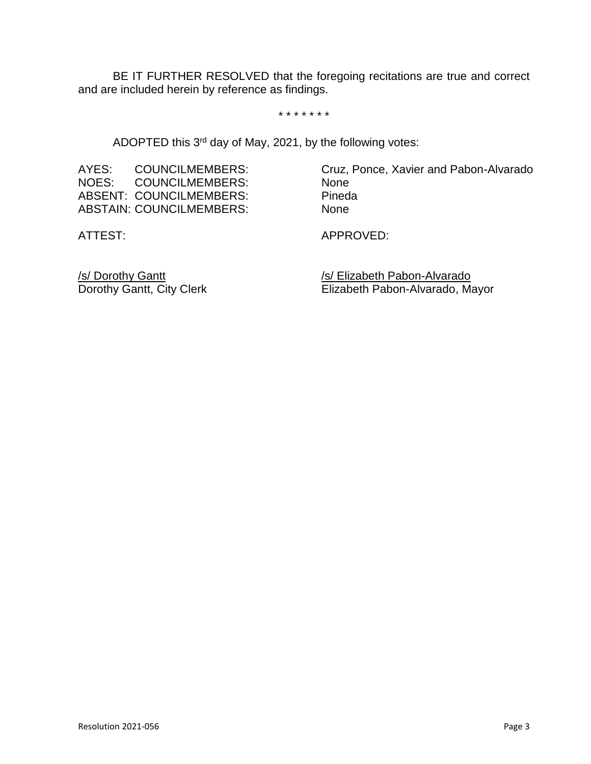BE IT FURTHER RESOLVED that the foregoing recitations are true and correct and are included herein by reference as findings.

\* \* \* \* \* \* \*

ADOPTED this 3rd day of May, 2021, by the following votes:

| | |
|---|---|
| AYES: COUNCILMEMBERS: | Cruz, Ponce, Xavier and Pabon-Alvarado |
| NOES: COUNCILMEMBERS: | None |
| ABSENT: COUNCILMEMBERS: | Pineda |
| ABSTAIN: COUNCILMEMBERS: | None |

ATTEST:

/s/ Dorothy Gantt
Dorothy Gantt, City Clerk

APPROVED:

/s/ Elizabeth Pabon-Alvarado
Elizabeth Pabon-Alvarado, Mayor